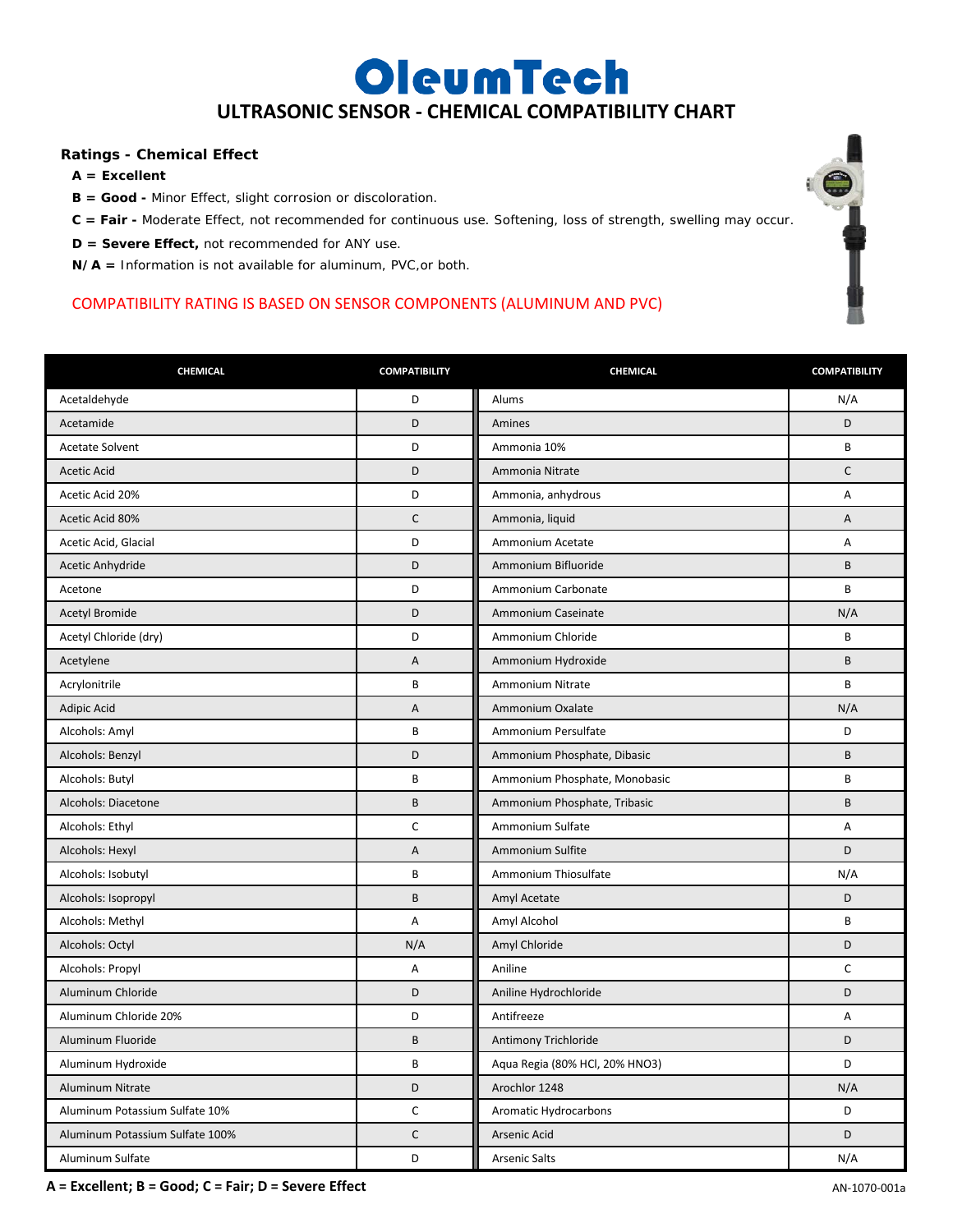# OleumTech

## ULTRASONIC SENSOR - CHEMICAL COMPATIBILITY CHART

**Ratings - Chemical Effect**

- **A = Excellent**
- **B = Good -** Minor Effect, slight corrosion or discoloration.
- **C = Fair -** Moderate Effect, not recommended for continuous use. Softening, loss of strength, swelling may occur.
- **D = Severe Effect,** not recommended for ANY use.
- **N/A =** Information is not available for aluminum, PVC,or both.

COMPATIBILITY RATING IS BASED ON SENSOR COMPONENTS (ALUMINUM AND PVC)

| CHEMICAL | COMPATIBILITY | CHEMICAL | COMPATIBILITY |
|---|---|---|---|
| Acetaldehyde | D | Alums | N/A |
| Acetamide | D | Amines | D |
| Acetate Solvent | D | Ammonia 10% | B |
| Acetic Acid | D | Ammonia Nitrate | C |
| Acetic Acid 20% | D | Ammonia, anhydrous | A |
| Acetic Acid 80% | C | Ammonia, liquid | A |
| Acetic Acid, Glacial | D | Ammonium Acetate | A |
| Acetic Anhydride | D | Ammonium Bifluoride | B |
| Acetone | D | Ammonium Carbonate | B |
| Acetyl Bromide | D | Ammonium Caseinate | N/A |
| Acetyl Chloride (dry) | D | Ammonium Chloride | B |
| Acetylene | A | Ammonium Hydroxide | B |
| Acrylonitrile | B | Ammonium Nitrate | B |
| Adipic Acid | A | Ammonium Oxalate | N/A |
| Alcohols: Amyl | B | Ammonium Persulfate | D |
| Alcohols: Benzyl | D | Ammonium Phosphate, Dibasic | B |
| Alcohols: Butyl | B | Ammonium Phosphate, Monobasic | B |
| Alcohols: Diacetone | B | Ammonium Phosphate, Tribasic | B |
| Alcohols: Ethyl | C | Ammonium Sulfate | A |
| Alcohols: Hexyl | A | Ammonium Sulfite | D |
| Alcohols: Isobutyl | B | Ammonium Thiosulfate | N/A |
| Alcohols: Isopropyl | B | Amyl Acetate | D |
| Alcohols: Methyl | A | Amyl Alcohol | B |
| Alcohols: Octyl | N/A | Amyl Chloride | D |
| Alcohols: Propyl | A | Aniline | C |
| Aluminum Chloride | D | Aniline Hydrochloride | D |
| Aluminum Chloride 20% | D | Antifreeze | A |
| Aluminum Fluoride | B | Antimony Trichloride | D |
| Aluminum Hydroxide | B | Aqua Regia (80% HCl, 20% HNO3) | D |
| Aluminum Nitrate | D | Arochlor 1248 | N/A |
| Aluminum Potassium Sulfate 10% | C | Aromatic Hydrocarbons | D |
| Aluminum Potassium Sulfate 100% | C | Arsenic Acid | D |
| Aluminum Sulfate | D | Arsenic Salts | N/A |

**A = Excellent; B = Good; C = Fair; D = Severe Effect**

AN-1070-001a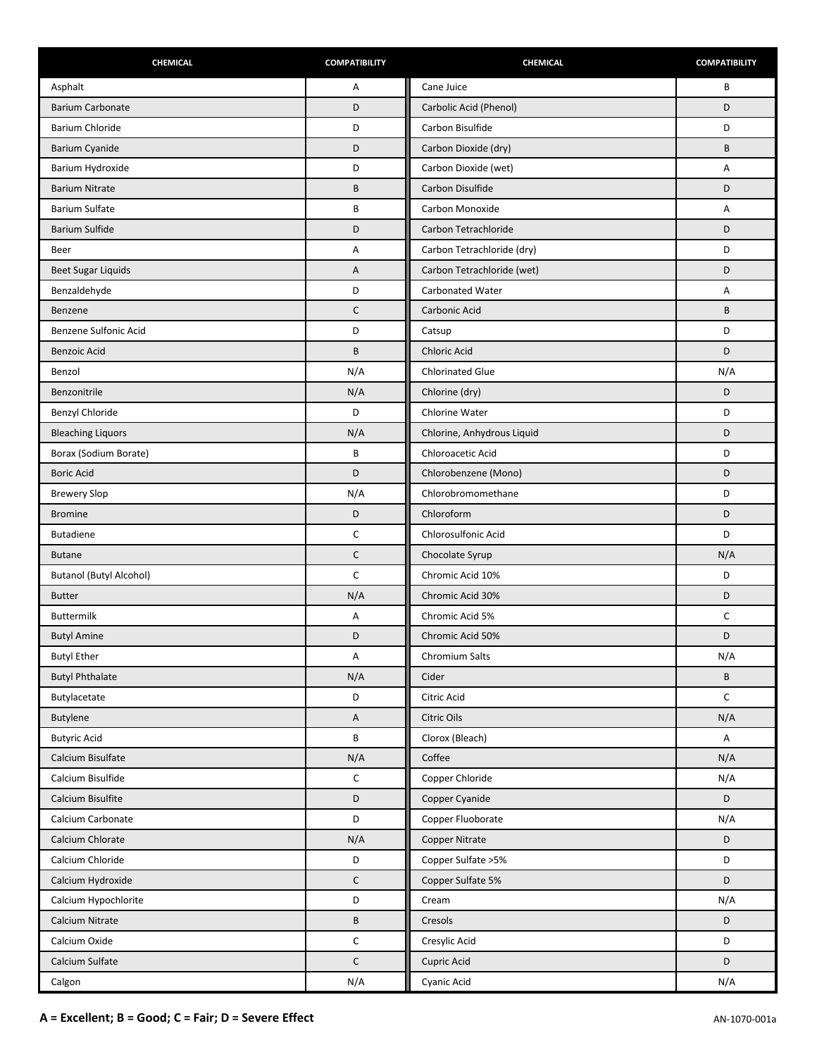| CHEMICAL | COMPATIBILITY | CHEMICAL | COMPATIBILITY |
|---|---|---|---|
| Asphalt | A | Cane Juice | B |
| Barium Carbonate | D | Carbolic Acid (Phenol) | D |
| Barium Chloride | D | Carbon Bisulfide | D |
| Barium Cyanide | D | Carbon Dioxide (dry) | B |
| Barium Hydroxide | D | Carbon Dioxide (wet) | A |
| Barium Nitrate | B | Carbon Disulfide | D |
| Barium Sulfate | B | Carbon Monoxide | A |
| Barium Sulfide | D | Carbon Tetrachloride | D |
| Beer | A | Carbon Tetrachloride (dry) | D |
| Beet Sugar Liquids | A | Carbon Tetrachloride (wet) | D |
| Benzaldehyde | D | Carbonated Water | A |
| Benzene | C | Carbonic Acid | B |
| Benzene Sulfonic Acid | D | Catsup | D |
| Benzoic Acid | B | Chloric Acid | D |
| Benzol | N/A | Chlorinated Glue | N/A |
| Benzonitrile | N/A | Chlorine (dry) | D |
| Benzyl Chloride | D | Chlorine Water | D |
| Bleaching Liquors | N/A | Chlorine, Anhydrous Liquid | D |
| Borax (Sodium Borate) | B | Chloroacetic Acid | D |
| Boric Acid | D | Chlorobenzene (Mono) | D |
| Brewery Slop | N/A | Chlorobromomethane | D |
| Bromine | D | Chloroform | D |
| Butadiene | C | Chlorosulfonic Acid | D |
| Butane | C | Chocolate Syrup | N/A |
| Butanol (Butyl Alcohol) | C | Chromic Acid 10% | D |
| Butter | N/A | Chromic Acid 30% | D |
| Buttermilk | A | Chromic Acid 5% | C |
| Butyl Amine | D | Chromic Acid 50% | D |
| Butyl Ether | A | Chromium Salts | N/A |
| Butyl Phthalate | N/A | Cider | B |
| Butylacetate | D | Citric Acid | C |
| Butylene | A | Citric Oils | N/A |
| Butyric Acid | B | Clorox (Bleach) | A |
| Calcium Bisulfate | N/A | Coffee | N/A |
| Calcium Bisulfide | C | Copper Chloride | N/A |
| Calcium Bisulfite | D | Copper Cyanide | D |
| Calcium Carbonate | D | Copper Fluoborate | N/A |
| Calcium Chlorate | N/A | Copper Nitrate | D |
| Calcium Chloride | D | Copper Sulfate >5% | D |
| Calcium Hydroxide | C | Copper Sulfate 5% | D |
| Calcium Hypochlorite | D | Cream | N/A |
| Calcium Nitrate | B | Cresols | D |
| Calcium Oxide | C | Cresylic Acid | D |
| Calcium Sulfate | C | Cupric Acid | D |
| Calgon | N/A | Cyanic Acid | N/A |

**A = Excellent; B = Good; C = Fair; D = Severe Effect**

AN-1070-001a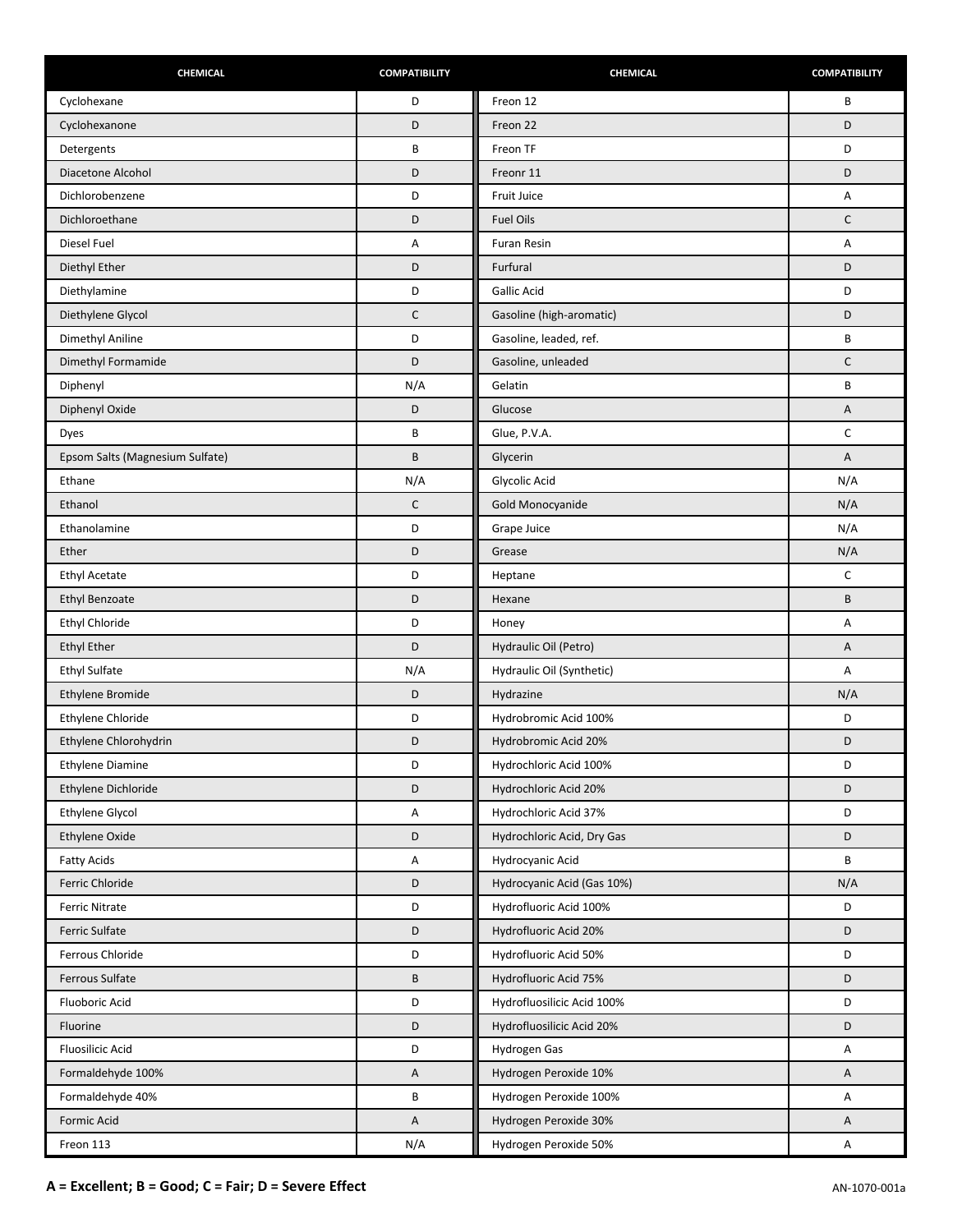| CHEMICAL | COMPATIBILITY | CHEMICAL | COMPATIBILITY |
|---|---|---|---|
| Cyclohexane | D | Freon 12 | B |
| Cyclohexanone | D | Freon 22 | D |
| Detergents | B | Freon TF | D |
| Diacetone Alcohol | D | Freonr 11 | D |
| Dichlorobenzene | D | Fruit Juice | A |
| Dichloroethane | D | Fuel Oils | C |
| Diesel Fuel | A | Furan Resin | A |
| Diethyl Ether | D | Furfural | D |
| Diethylamine | D | Gallic Acid | D |
| Diethylene Glycol | C | Gasoline (high-aromatic) | D |
| Dimethyl Aniline | D | Gasoline, leaded, ref. | B |
| Dimethyl Formamide | D | Gasoline, unleaded | C |
| Diphenyl | N/A | Gelatin | B |
| Diphenyl Oxide | D | Glucose | A |
| Dyes | B | Glue, P.V.A. | C |
| Epsom Salts (Magnesium Sulfate) | B | Glycerin | A |
| Ethane | N/A | Glycolic Acid | N/A |
| Ethanol | C | Gold Monocyanide | N/A |
| Ethanolamine | D | Grape Juice | N/A |
| Ether | D | Grease | N/A |
| Ethyl Acetate | D | Heptane | C |
| Ethyl Benzoate | D | Hexane | B |
| Ethyl Chloride | D | Honey | A |
| Ethyl Ether | D | Hydraulic Oil (Petro) | A |
| Ethyl Sulfate | N/A | Hydraulic Oil (Synthetic) | A |
| Ethylene Bromide | D | Hydrazine | N/A |
| Ethylene Chloride | D | Hydrobromic Acid 100% | D |
| Ethylene Chlorohydrin | D | Hydrobromic Acid 20% | D |
| Ethylene Diamine | D | Hydrochloric Acid 100% | D |
| Ethylene Dichloride | D | Hydrochloric Acid 20% | D |
| Ethylene Glycol | A | Hydrochloric Acid 37% | D |
| Ethylene Oxide | D | Hydrochloric Acid, Dry Gas | D |
| Fatty Acids | A | Hydrocyanic Acid | B |
| Ferric Chloride | D | Hydrocyanic Acid (Gas 10%) | N/A |
| Ferric Nitrate | D | Hydrofluoric Acid 100% | D |
| Ferric Sulfate | D | Hydrofluoric Acid 20% | D |
| Ferrous Chloride | D | Hydrofluoric Acid 50% | D |
| Ferrous Sulfate | B | Hydrofluoric Acid 75% | D |
| Fluoboric Acid | D | Hydrofluosilicic Acid 100% | D |
| Fluorine | D | Hydrofluosilicic Acid 20% | D |
| Fluosilicic Acid | D | Hydrogen Gas | A |
| Formaldehyde 100% | A | Hydrogen Peroxide 10% | A |
| Formaldehyde 40% | B | Hydrogen Peroxide 100% | A |
| Formic Acid | A | Hydrogen Peroxide 30% | A |
| Freon 113 | N/A | Hydrogen Peroxide 50% | A |

**A = Excellent; B = Good; C = Fair; D = Severe Effect**

AN-1070-001a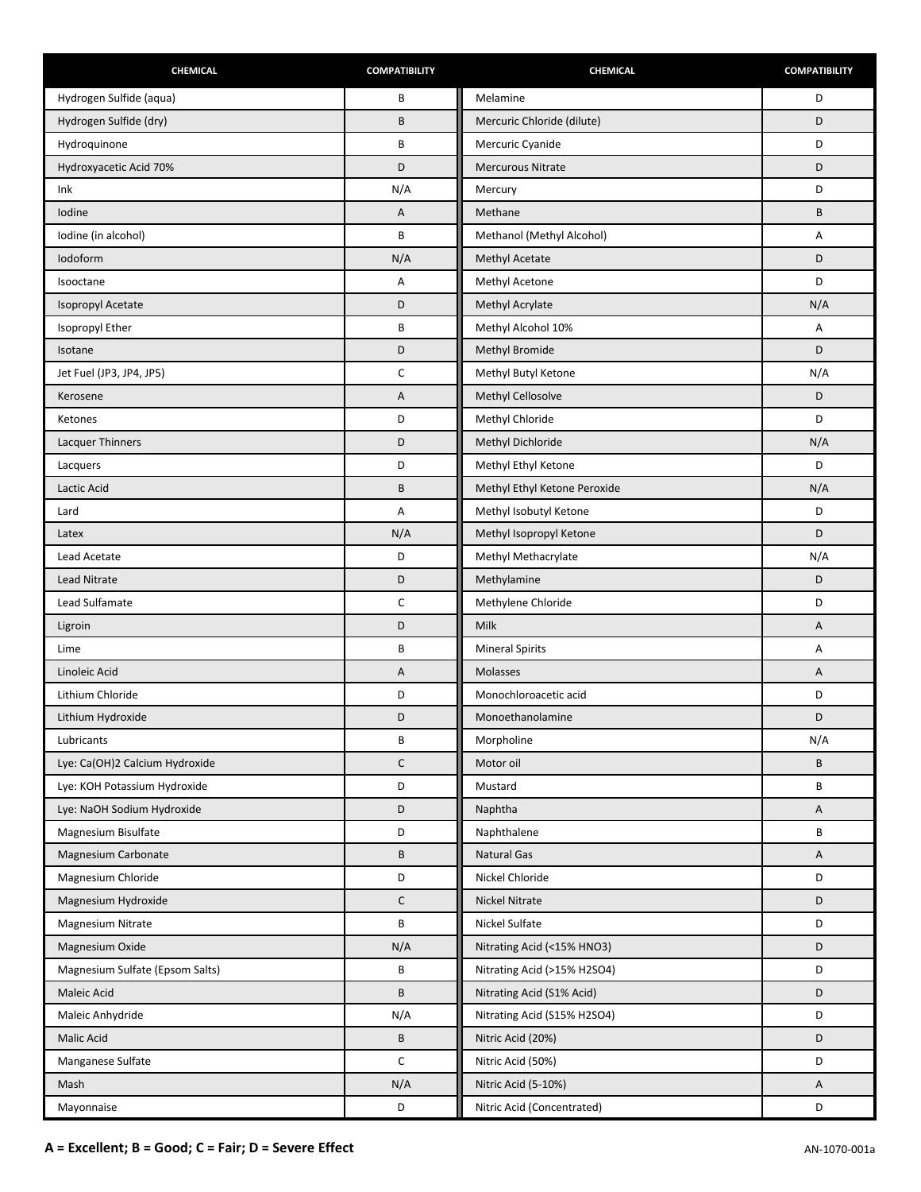| CHEMICAL | COMPATIBILITY | CHEMICAL | COMPATIBILITY |
|---|---|---|---|
| Hydrogen Sulfide (aqua) | B | Melamine | D |
| Hydrogen Sulfide (dry) | B | Mercuric Chloride (dilute) | D |
| Hydroquinone | B | Mercuric Cyanide | D |
| Hydroxyacetic Acid 70% | D | Mercurous Nitrate | D |
| Ink | N/A | Mercury | D |
| Iodine | A | Methane | B |
| Iodine (in alcohol) | B | Methanol (Methyl Alcohol) | A |
| Iodoform | N/A | Methyl Acetate | D |
| Isooctane | A | Methyl Acetone | D |
| Isopropyl Acetate | D | Methyl Acrylate | N/A |
| Isopropyl Ether | B | Methyl Alcohol 10% | A |
| Isotane | D | Methyl Bromide | D |
| Jet Fuel (JP3, JP4, JP5) | C | Methyl Butyl Ketone | N/A |
| Kerosene | A | Methyl Cellosolve | D |
| Ketones | D | Methyl Chloride | D |
| Lacquer Thinners | D | Methyl Dichloride | N/A |
| Lacquers | D | Methyl Ethyl Ketone | D |
| Lactic Acid | B | Methyl Ethyl Ketone Peroxide | N/A |
| Lard | A | Methyl Isobutyl Ketone | D |
| Latex | N/A | Methyl Isopropyl Ketone | D |
| Lead Acetate | D | Methyl Methacrylate | N/A |
| Lead Nitrate | D | Methylamine | D |
| Lead Sulfamate | C | Methylene Chloride | D |
| Ligroin | D | Milk | A |
| Lime | B | Mineral Spirits | A |
| Linoleic Acid | A | Molasses | A |
| Lithium Chloride | D | Monochloroacetic acid | D |
| Lithium Hydroxide | D | Monoethanolamine | D |
| Lubricants | B | Morpholine | N/A |
| Lye: $Ca(OH)_2$ Calcium Hydroxide | C | Motor oil | B |
| Lye: KOH Potassium Hydroxide | D | Mustard | B |
| Lye: NaOH Sodium Hydroxide | D | Naphtha | A |
| Magnesium Bisulfate | D | Naphthalene | B |
| Magnesium Carbonate | B | Natural Gas | A |
| Magnesium Chloride | D | Nickel Chloride | D |
| Magnesium Hydroxide | C | Nickel Nitrate | D |
| Magnesium Nitrate | B | Nickel Sulfate | D |
| Magnesium Oxide | N/A | Nitrating Acid (<15% $HNO_3$) | D |
| Magnesium Sulfate (Epsom Salts) | B | Nitrating Acid (>15% $H_2SO_4$) | D |
| Maleic Acid | B | Nitrating Acid (S1% Acid) | D |
| Maleic Anhydride | N/A | Nitrating Acid (S15% $H_2SO_4$) | D |
| Malic Acid | B | Nitric Acid (20%) | D |
| Manganese Sulfate | C | Nitric Acid (50%) | D |
| Mash | N/A | Nitric Acid (5-10%) | A |
| Mayonnaise | D | Nitric Acid (Concentrated) | D |

**A = Excellent; B = Good; C = Fair; D = Severe Effect**

AN-1070-001a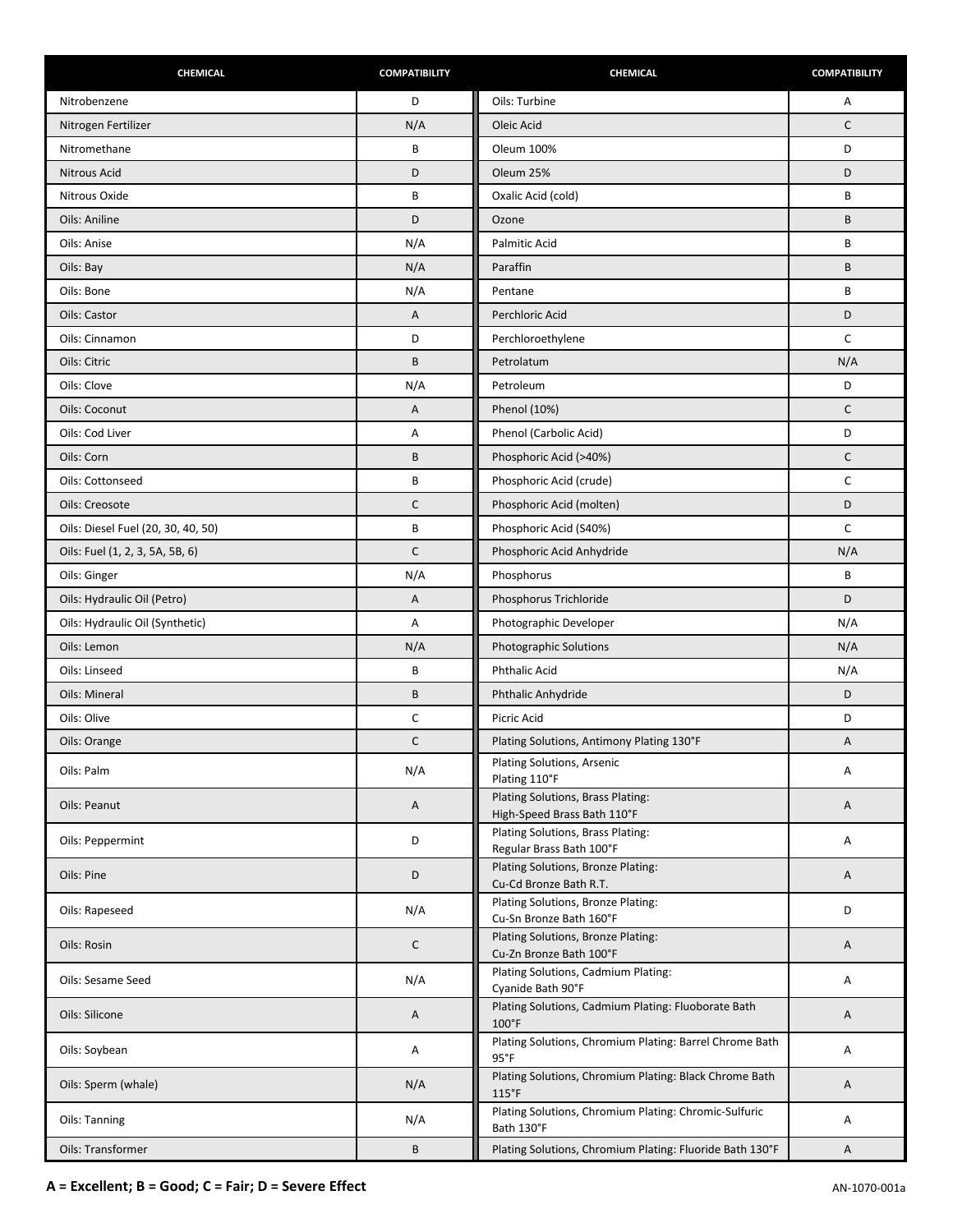| CHEMICAL | COMPATIBILITY | CHEMICAL | COMPATIBILITY |
|---|---|---|---|
| Nitrobenzene | D | Oils: Turbine | A |
| Nitrogen Fertilizer | N/A | Oleic Acid | C |
| Nitromethane | B | Oleum 100% | D |
| Nitrous Acid | D | Oleum 25% | D |
| Nitrous Oxide | B | Oxalic Acid (cold) | B |
| Oils: Aniline | D | Ozone | B |
| Oils: Anise | N/A | Palmitic Acid | B |
| Oils: Bay | N/A | Paraffin | B |
| Oils: Bone | N/A | Pentane | B |
| Oils: Castor | A | Perchloric Acid | D |
| Oils: Cinnamon | D | Perchloroethylene | C |
| Oils: Citric | B | Petrolatum | N/A |
| Oils: Clove | N/A | Petroleum | D |
| Oils: Coconut | A | Phenol (10%) | C |
| Oils: Cod Liver | A | Phenol (Carbolic Acid) | D |
| Oils: Corn | B | Phosphoric Acid (>40%) | C |
| Oils: Cottonseed | B | Phosphoric Acid (crude) | C |
| Oils: Creosote | C | Phosphoric Acid (molten) | D |
| Oils: Diesel Fuel (20, 30, 40, 50) | B | Phosphoric Acid (S40%) | C |
| Oils: Fuel (1, 2, 3, 5A, 5B, 6) | C | Phosphoric Acid Anhydride | N/A |
| Oils: Ginger | N/A | Phosphorus | B |
| Oils: Hydraulic Oil (Petro) | A | Phosphorus Trichloride | D |
| Oils: Hydraulic Oil (Synthetic) | A | Photographic Developer | N/A |
| Oils: Lemon | N/A | Photographic Solutions | N/A |
| Oils: Linseed | B | Phthalic Acid | N/A |
| Oils: Mineral | B | Phthalic Anhydride | D |
| Oils: Olive | C | Picric Acid | D |
| Oils: Orange | C | Plating Solutions, Antimony Plating 130°F | A |
| Oils: Palm | N/A | Plating Solutions, Arsenic Plating 110°F | A |
| Oils: Peanut | A | Plating Solutions, Brass Plating: High-Speed Brass Bath 110°F | A |
| Oils: Peppermint | D | Plating Solutions, Brass Plating: Regular Brass Bath 100°F | A |
| Oils: Pine | D | Plating Solutions, Bronze Plating: Cu-Cd Bronze Bath R.T. | A |
| Oils: Rapeseed | N/A | Plating Solutions, Bronze Plating: Cu-Sn Bronze Bath 160°F | D |
| Oils: Rosin | C | Plating Solutions, Bronze Plating: Cu-Zn Bronze Bath 100°F | A |
| Oils: Sesame Seed | N/A | Plating Solutions, Cadmium Plating: Cyanide Bath 90°F | A |
| Oils: Silicone | A | Plating Solutions, Cadmium Plating: Fluoborate Bath 100°F | A |
| Oils: Soybean | A | Plating Solutions, Chromium Plating: Barrel Chrome Bath 95°F | A |
| Oils: Sperm (whale) | N/A | Plating Solutions, Chromium Plating: Black Chrome Bath 115°F | A |
| Oils: Tanning | N/A | Plating Solutions, Chromium Plating: Chromic-Sulfuric Bath 130°F | A |
| Oils: Transformer | B | Plating Solutions, Chromium Plating: Fluoride Bath 130°F | A |

**A = Excellent; B = Good; C = Fair; D = Severe Effect**

AN-1070-001a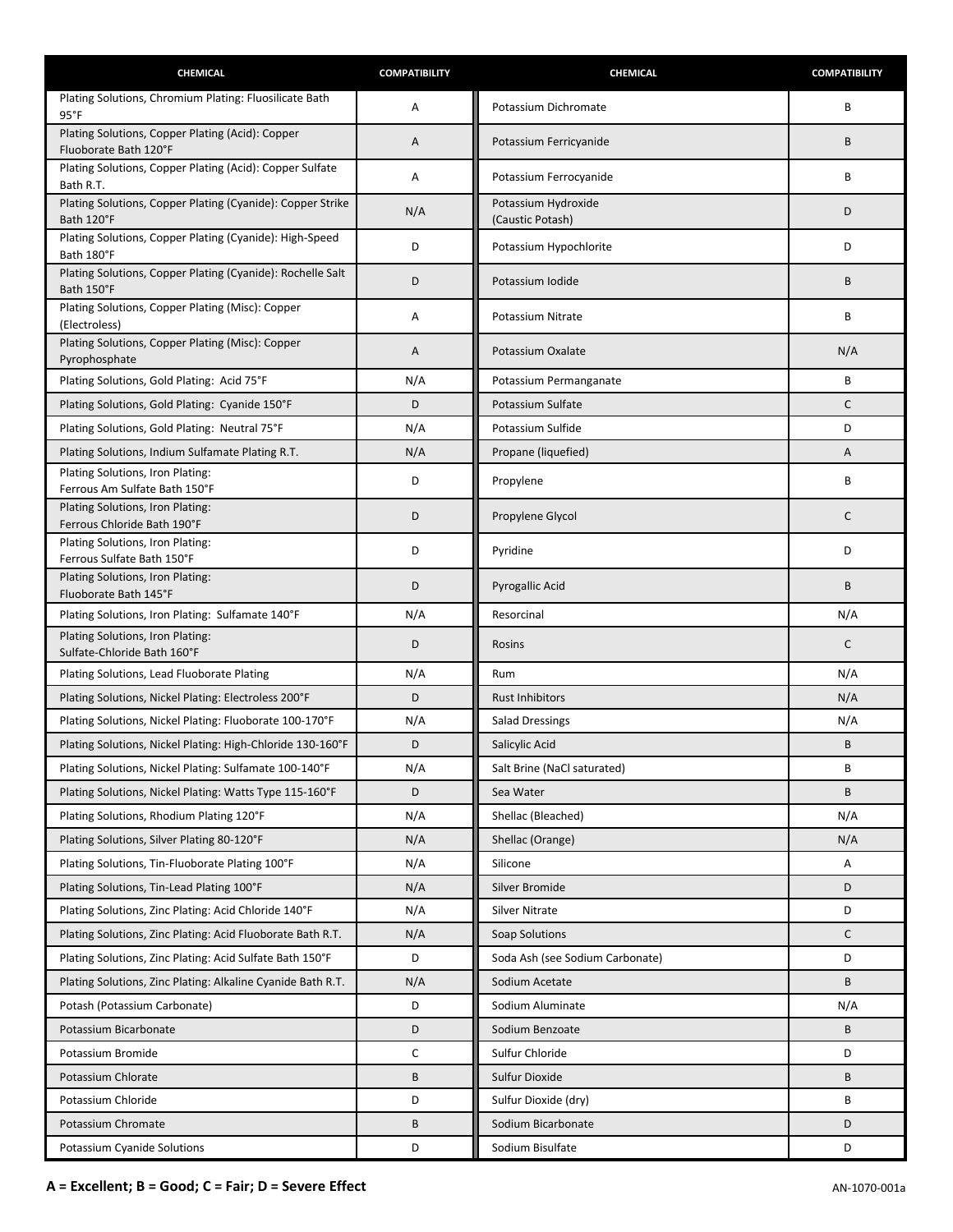| CHEMICAL | COMPATIBILITY | CHEMICAL | COMPATIBILITY |
|---|---|---|---|
| Plating Solutions, Chromium Plating: Fluosilicate Bath 95°F | A | Potassium Dichromate | B |
| Plating Solutions, Copper Plating (Acid): Copper Fluoborate Bath 120°F | A | Potassium Ferricyanide | B |
| Plating Solutions, Copper Plating (Acid): Copper Sulfate Bath R.T. | A | Potassium Ferrocyanide | B |
| Plating Solutions, Copper Plating (Cyanide): Copper Strike Bath 120°F | N/A | Potassium Hydroxide (Caustic Potash) | D |
| Plating Solutions, Copper Plating (Cyanide): High-Speed Bath 180°F | D | Potassium Hypochlorite | D |
| Plating Solutions, Copper Plating (Cyanide): Rochelle Salt Bath 150°F | D | Potassium Iodide | B |
| Plating Solutions, Copper Plating (Misc): Copper (Electroless) | A | Potassium Nitrate | B |
| Plating Solutions, Copper Plating (Misc): Copper Pyrophosphate | A | Potassium Oxalate | N/A |
| Plating Solutions, Gold Plating: Acid 75°F | N/A | Potassium Permanganate | B |
| Plating Solutions, Gold Plating: Cyanide 150°F | D | Potassium Sulfate | C |
| Plating Solutions, Gold Plating: Neutral 75°F | N/A | Potassium Sulfide | D |
| Plating Solutions, Indium Sulfamate Plating R.T. | N/A | Propane (liquefied) | A |
| Plating Solutions, Iron Plating: Ferrous Am Sulfate Bath 150°F | D | Propylene | B |
| Plating Solutions, Iron Plating: Ferrous Chloride Bath 190°F | D | Propylene Glycol | C |
| Plating Solutions, Iron Plating: Ferrous Sulfate Bath 150°F | D | Pyridine | D |
| Plating Solutions, Iron Plating: Fluoborate Bath 145°F | D | Pyrogallic Acid | B |
| Plating Solutions, Iron Plating: Sulfamate 140°F | N/A | Resorcinal | N/A |
| Plating Solutions, Iron Plating: Sulfate-Chloride Bath 160°F | D | Rosins | C |
| Plating Solutions, Lead Fluoborate Plating | N/A | Rum | N/A |
| Plating Solutions, Nickel Plating: Electroless 200°F | D | Rust Inhibitors | N/A |
| Plating Solutions, Nickel Plating: Fluoborate 100-170°F | N/A | Salad Dressings | N/A |
| Plating Solutions, Nickel Plating: High-Chloride 130-160°F | D | Salicylic Acid | B |
| Plating Solutions, Nickel Plating: Sulfamate 100-140°F | N/A | Salt Brine (NaCl saturated) | B |
| Plating Solutions, Nickel Plating: Watts Type 115-160°F | D | Sea Water | B |
| Plating Solutions, Rhodium Plating 120°F | N/A | Shellac (Bleached) | N/A |
| Plating Solutions, Silver Plating 80-120°F | N/A | Shellac (Orange) | N/A |
| Plating Solutions, Tin-Fluoborate Plating 100°F | N/A | Silicone | A |
| Plating Solutions, Tin-Lead Plating 100°F | N/A | Silver Bromide | D |
| Plating Solutions, Zinc Plating: Acid Chloride 140°F | N/A | Silver Nitrate | D |
| Plating Solutions, Zinc Plating: Acid Fluoborate Bath R.T. | N/A | Soap Solutions | C |
| Plating Solutions, Zinc Plating: Acid Sulfate Bath 150°F | D | Soda Ash (see Sodium Carbonate) | D |
| Plating Solutions, Zinc Plating: Alkaline Cyanide Bath R.T. | N/A | Sodium Acetate | B |
| Potash (Potassium Carbonate) | D | Sodium Aluminate | N/A |
| Potassium Bicarbonate | D | Sodium Benzoate | B |
| Potassium Bromide | C | Sulfur Chloride | D |
| Potassium Chlorate | B | Sulfur Dioxide | B |
| Potassium Chloride | D | Sulfur Dioxide (dry) | B |
| Potassium Chromate | B | Sodium Bicarbonate | D |
| Potassium Cyanide Solutions | D | Sodium Bisulfate | D |

**A = Excellent; B = Good; C = Fair; D = Severe Effect**

AN-1070-001a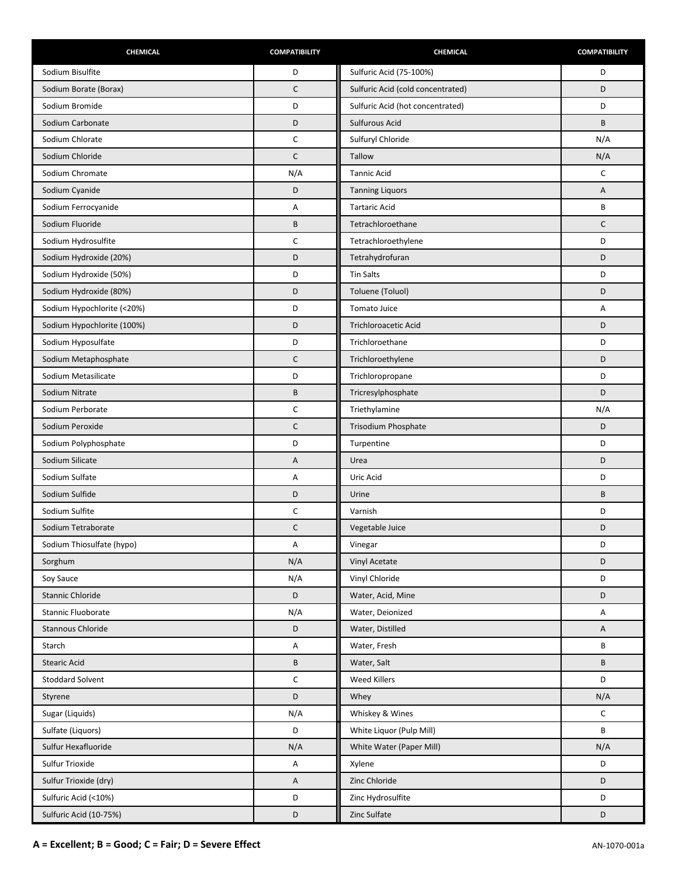| CHEMICAL | COMPATIBILITY | CHEMICAL | COMPATIBILITY |
|---|---|---|---|
| Sodium Bisulfite | D | Sulfuric Acid (75-100%) | D |
| Sodium Borate (Borax) | C | Sulfuric Acid (cold concentrated) | D |
| Sodium Bromide | D | Sulfuric Acid (hot concentrated) | D |
| Sodium Carbonate | D | Sulfurous Acid | B |
| Sodium Chlorate | C | Sulfuryl Chloride | N/A |
| Sodium Chloride | C | Tallow | N/A |
| Sodium Chromate | N/A | Tannic Acid | C |
| Sodium Cyanide | D | Tanning Liquors | A |
| Sodium Ferrocyanide | A | Tartaric Acid | B |
| Sodium Fluoride | B | Tetrachloroethane | C |
| Sodium Hydrosulfite | C | Tetrachloroethylene | D |
| Sodium Hydroxide (20%) | D | Tetrahydrofuran | D |
| Sodium Hydroxide (50%) | D | Tin Salts | D |
| Sodium Hydroxide (80%) | D | Toluene (Toluol) | D |
| Sodium Hypochlorite (<20%) | D | Tomato Juice | A |
| Sodium Hypochlorite (100%) | D | Trichloroacetic Acid | D |
| Sodium Hyposulfate | D | Trichloroethane | D |
| Sodium Metaphosphate | C | Trichloroethylene | D |
| Sodium Metasilicate | D | Trichloropropane | D |
| Sodium Nitrate | B | Tricresylphosphate | D |
| Sodium Perborate | C | Triethylamine | N/A |
| Sodium Peroxide | C | Trisodium Phosphate | D |
| Sodium Polyphosphate | D | Turpentine | D |
| Sodium Silicate | A | Urea | D |
| Sodium Sulfate | A | Uric Acid | D |
| Sodium Sulfide | D | Urine | B |
| Sodium Sulfite | C | Varnish | D |
| Sodium Tetraborate | C | Vegetable Juice | D |
| Sodium Thiosulfate (hypo) | A | Vinegar | D |
| Sorghum | N/A | Vinyl Acetate | D |
| Soy Sauce | N/A | Vinyl Chloride | D |
| Stannic Chloride | D | Water, Acid, Mine | D |
| Stannic Fluoborate | N/A | Water, Deionized | A |
| Stannous Chloride | D | Water, Distilled | A |
| Starch | A | Water, Fresh | B |
| Stearic Acid | B | Water, Salt | B |
| Stoddard Solvent | C | Weed Killers | D |
| Styrene | D | Whey | N/A |
| Sugar (Liquids) | N/A | Whiskey & Wines | C |
| Sulfate (Liquors) | D | White Liquor (Pulp Mill) | B |
| Sulfur Hexafluoride | N/A | White Water (Paper Mill) | N/A |
| Sulfur Trioxide | A | Xylene | D |
| Sulfur Trioxide (dry) | A | Zinc Chloride | D |
| Sulfuric Acid (<10%) | D | Zinc Hydrosulfite | D |
| Sulfuric Acid (10-75%) | D | Zinc Sulfate | D |

**A = Excellent; B = Good; C = Fair; D = Severe Effect**

AN-1070-001a